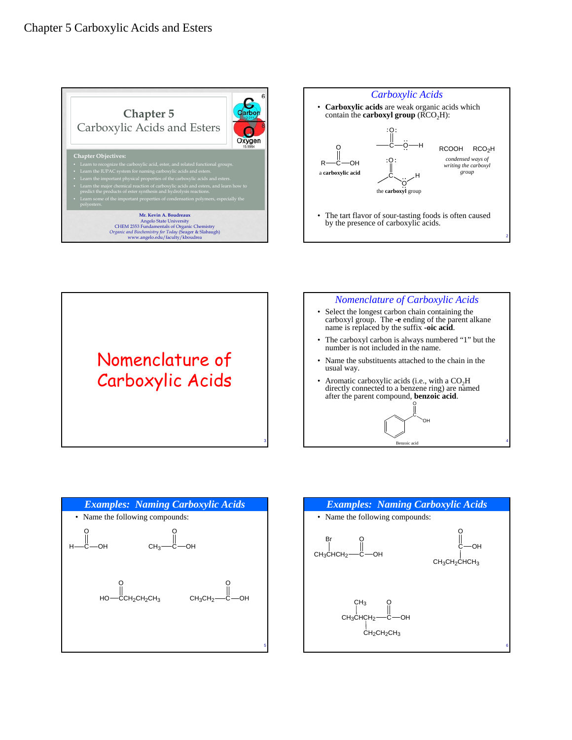# Chapter 5 Carboxylic Acids and Esters

## Chapter 5
## Carboxylic Acids and Esters

C
Carbon
12.011
6

O
Oxygen
15.9994
8

**Chapter Objectives:**

- Learn to recognize the carboxylic acid, ester, and related functional groups.
- Learn the IUPAC system for naming carboxylic acids and esters.
- Learn the important physical properties of the carboxylic acids and esters.
- Learn the major chemical reaction of carboxylic acids and esters, and learn how to predict the products of ester synthesis and hydrolysis reactions.
- Learn some of the important properties of condensation polymers, especially the polyesters.

**Mr. Kevin A. Boudreaux**
Angelo State University
CHEM 2353 Fundamentals of Organic Chemistry
*Organic and Biochemistry for Today* (Seager & Slabaugh)
www.angelo.edu/faculty/kboudrea

---

## *Carboxylic Acids*

- **Carboxylic acids** are weak organic acids which contain the **carboxyl group** ($RCO_2H$):

a **carboxylic acid** (R—C(=O)—OH)

the **carboxyl** group

RCOOH $RCO_2H$

*condensed ways of writing the carboxyl group*

- The tart flavor of sour-tasting foods is often caused by the presence of carboxylic acids.

---

## Nomenclature of Carboxylic Acids

---

## *Nomenclature of Carboxylic Acids*

- Select the longest carbon chain containing the carboxyl group. The **-e** ending of the parent alkane name is replaced by the suffix **-oic acid**.
- The carboxyl carbon is always numbered "1" but the number is not included in the name.
- Name the substituents attached to the chain in the usual way.
- Aromatic carboxylic acids (i.e., with a $CO_2H$ directly connected to a benzene ring) are named after the parent compound, **benzoic acid**.

Benzoic acid

---

## *Examples: Naming Carboxylic Acids*

- Name the following compounds:

H—C(=O)—OH

$CH_3$—C(=O)—OH

HO—C(=O)$CH_2CH_2CH_3$

$CH_3CH_2$—C(=O)—OH

---

## *Examples: Naming Carboxylic Acids*

- Name the following compounds:

$CH_3CH(Br)CH_2$—C(=O)—OH

$CH_3CH_2CH(CH_3)$—C(=O)—OH

$CH_3CH(CH_3)CH(CH_2CH_2CH_3)$—C(=O)—OH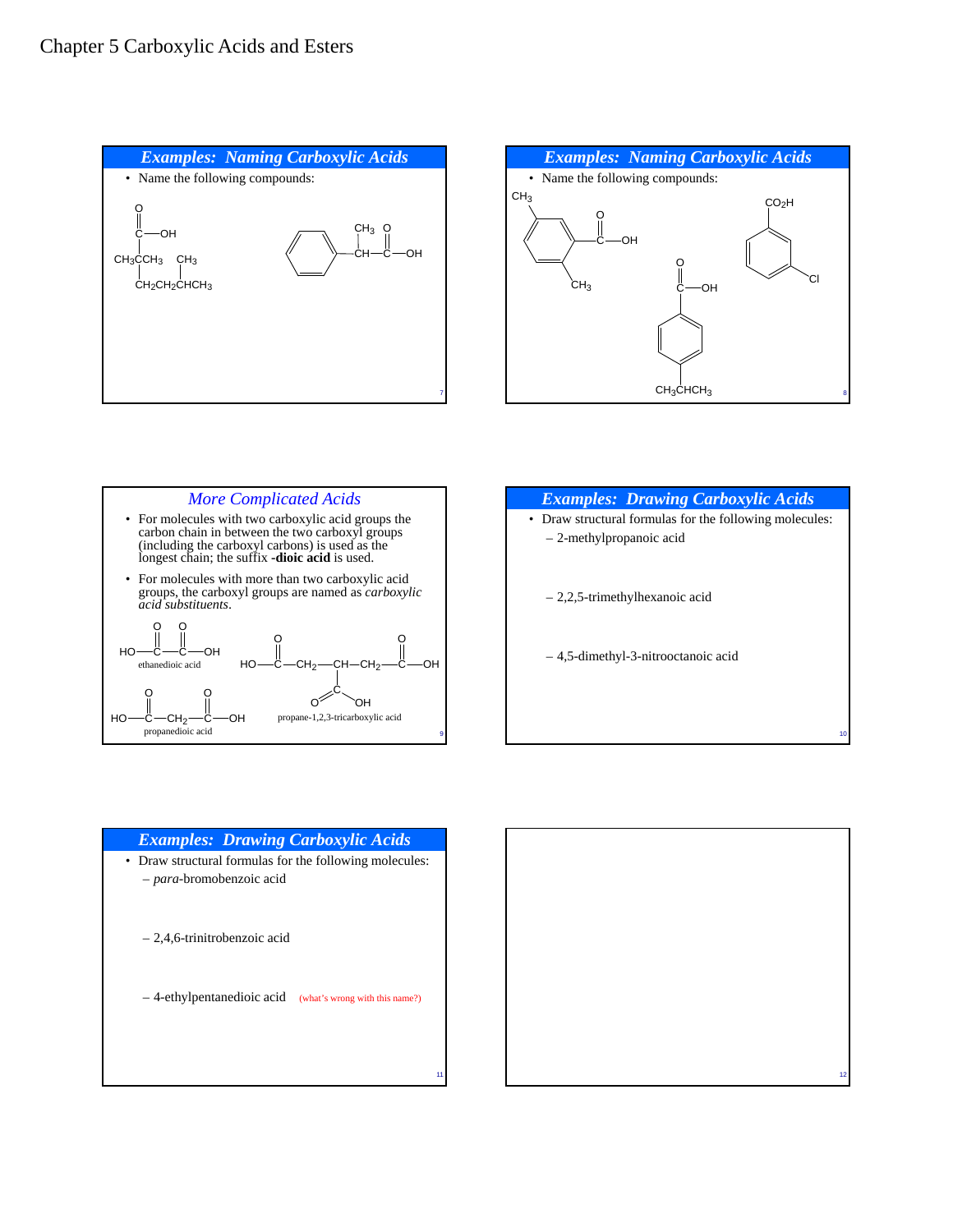# Chapter 5 Carboxylic Acids and Esters

## Examples: Naming Carboxylic Acids

- Name the following compounds:

## Examples: Naming Carboxylic Acids

- Name the following compounds:

## More Complicated Acids

- For molecules with two carboxylic acid groups the carbon chain in between the two carboxyl groups (including the carboxyl carbons) is used as the longest chain; the suffix **-dioic acid** is used.
- For molecules with more than two carboxylic acid groups, the carboxyl groups are named as *carboxylic acid substituents*.

ethanedioic acid

propane-1,2,3-tricarboxylic acid

propanedioic acid

## Examples: Drawing Carboxylic Acids

- Draw structural formulas for the following molecules:
  - 2-methylpropanoic acid
  - 2,2,5-trimethylhexanoic acid
  - 4,5-dimethyl-3-nitrooctanoic acid

## Examples: Drawing Carboxylic Acids

- Draw structural formulas for the following molecules:
  - *para*-bromobenzoic acid
  - 2,4,6-trinitrobenzoic acid
  - 4-ethylpentanedioic acid (what's wrong with this name?)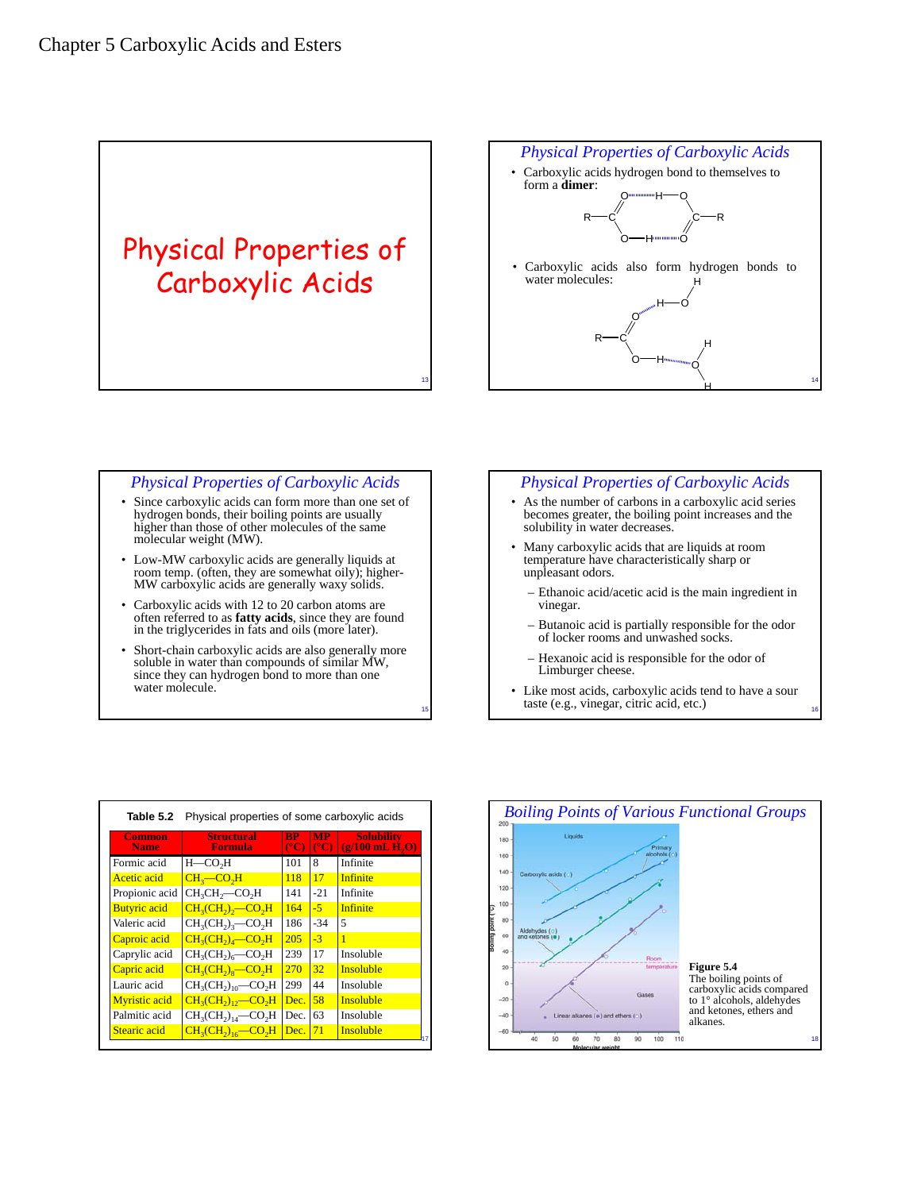Chapter 5 Carboxylic Acids and Esters

# Physical Properties of Carboxylic Acids

## Physical Properties of Carboxylic Acids

- Carboxylic acids hydrogen bond to themselves to form a **dimer**:
- Carboxylic acids also form hydrogen bonds to water molecules:

## Physical Properties of Carboxylic Acids

- Since carboxylic acids can form more than one set of hydrogen bonds, their boiling points are usually higher than those of other molecules of the same molecular weight (MW).
- Low-MW carboxylic acids are generally liquids at room temp. (often, they are somewhat oily); higher-MW carboxylic acids are generally waxy solids.
- Carboxylic acids with 12 to 20 carbon atoms are often referred to as **fatty acids**, since they are found in the triglycerides in fats and oils (more later).
- Short-chain carboxylic acids are also generally more soluble in water than compounds of similar MW, since they can hydrogen bond to more than one water molecule.

## Physical Properties of Carboxylic Acids

- As the number of carbons in a carboxylic acid series becomes greater, the boiling point increases and the solubility in water decreases.
- Many carboxylic acids that are liquids at room temperature have characteristically sharp or unpleasant odors.
  - Ethanoic acid/acetic acid is the main ingredient in vinegar.
  - Butanoic acid is partially responsible for the odor of locker rooms and unwashed socks.
  - Hexanoic acid is responsible for the odor of Limburger cheese.
- Like most acids, carboxylic acids tend to have a sour taste (e.g., vinegar, citric acid, etc.)

**Table 5.2** Physical properties of some carboxylic acids

| Common Name | Structural Formula | BP (°C) | MP (°C) | Solubility (g/100 mL $H_2O$) |
|---|---|---|---|---|
| Formic acid | H—$CO_2H$ | 101 | 8 | Infinite |
| Acetic acid | $CH_3$—$CO_2H$ | 118 | 17 | Infinite |
| Propionic acid | $CH_3CH_2$—$CO_2H$ | 141 | -21 | Infinite |
| Butyric acid | $CH_3(CH_2)_2$—$CO_2H$ | 164 | -5 | Infinite |
| Valeric acid | $CH_3(CH_2)_3$—$CO_2H$ | 186 | -34 | 5 |
| Caproic acid | $CH_3(CH_2)_4$—$CO_2H$ | 205 | -3 | 1 |
| Caprylic acid | $CH_3(CH_2)_6$—$CO_2H$ | 239 | 17 | Insoluble |
| Capric acid | $CH_3(CH_2)_8$—$CO_2H$ | 270 | 32 | Insoluble |
| Lauric acid | $CH_3(CH_2)_{10}$—$CO_2H$ | 299 | 44 | Insoluble |
| Myristic acid | $CH_3(CH_2)_{12}$—$CO_2H$ | Dec. | 58 | Insoluble |
| Palmitic acid | $CH_3(CH_2)_{14}$—$CO_2H$ | Dec. | 63 | Insoluble |
| Stearic acid | $CH_3(CH_2)_{16}$—$CO_2H$ | Dec. | 71 | Insoluble |

## Boiling Points of Various Functional Groups

**Figure 5.4** The boiling points of carboxylic acids compared to 1° alcohols, aldehydes and ketones, ethers and alkanes.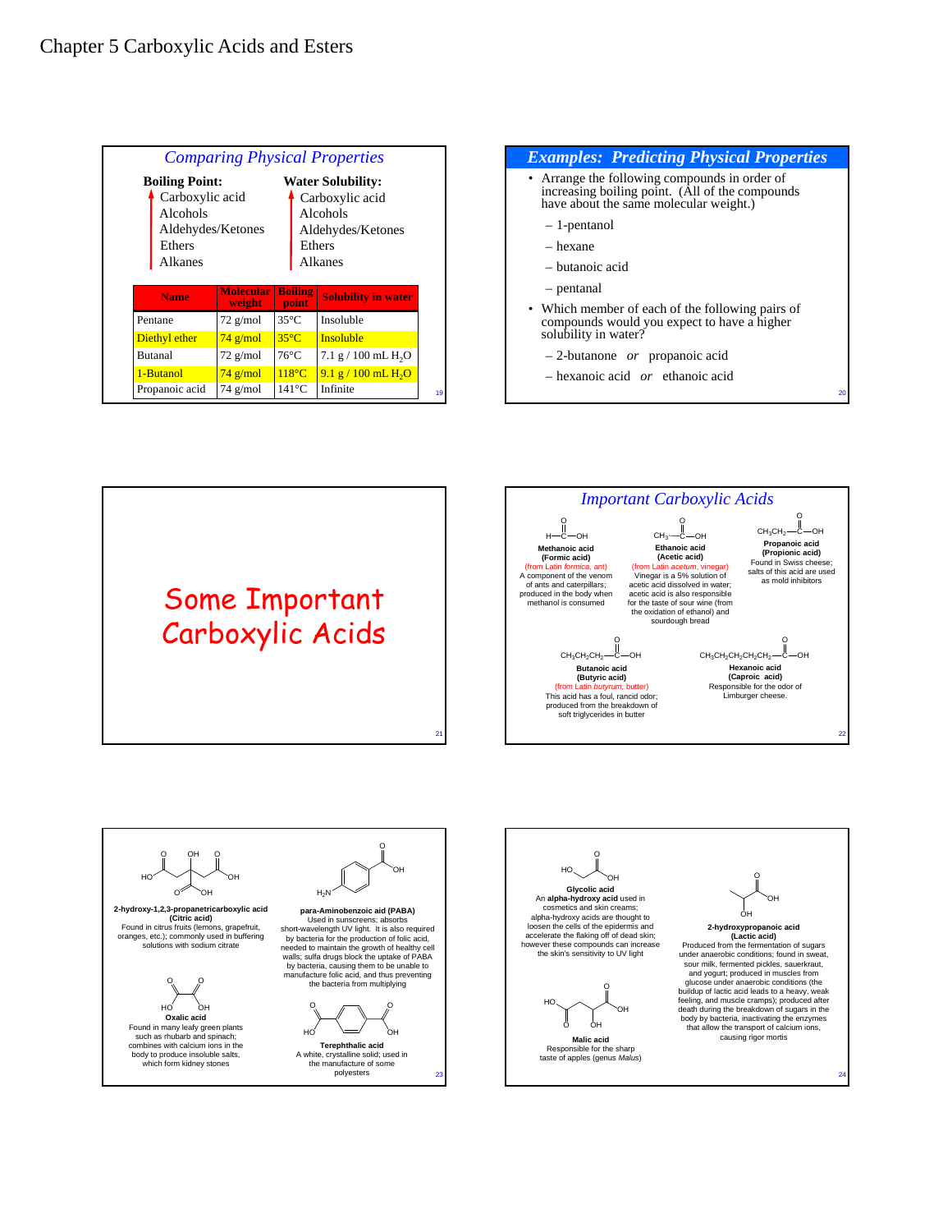# Chapter 5 Carboxylic Acids and Esters

## Comparing Physical Properties

**Boiling Point:** (increasing upward)
- Carboxylic acid
- Alcohols
- Aldehydes/Ketones
- Ethers
- Alkanes

**Water Solubility:** (increasing upward)
- Carboxylic acid
- Alcohols
- Aldehydes/Ketones
- Ethers
- Alkanes

| Name | Molecular weight | Boiling point | Solubility in water |
|---|---|---|---|
| Pentane | 72 g/mol | 35°C | Insoluble |
| Diethyl ether | 74 g/mol | 35°C | Insoluble |
| Butanal | 72 g/mol | 76°C | 7.1 g / 100 mL $H_2O$ |
| 1-Butanol | 74 g/mol | 118°C | 9.1 g / 100 mL $H_2O$ |
| Propanoic acid | 74 g/mol | 141°C | Infinite |

## Examples: Predicting Physical Properties

- Arrange the following compounds in order of increasing boiling point. (All of the compounds have about the same molecular weight.)
  - 1-pentanol
  - hexane
  - butanoic acid
  - pentanal
- Which member of each of the following pairs of compounds would you expect to have a higher solubility in water?
  - 2-butanone *or* propanoic acid
  - hexanoic acid *or* ethanoic acid

## Some Important Carboxylic Acids

## Important Carboxylic Acids

H—C(=O)—OH
**Methanoic acid (Formic acid)**
(from Latin *formica*, ant)
A component of the venom of ants and caterpillars; produced in the body when methanol is consumed

$CH_3$—C(=O)—OH
**Ethanoic acid (Acetic acid)**
(from Latin *acetum*, vinegar)
Vinegar is a 5% solution of acetic acid dissolved in water; acetic acid is also responsible for the taste of sour wine (from the oxidation of ethanol) and sourdough bread

$CH_3CH_2$—C(=O)—OH
**Propanoic acid (Propionic acid)**
Found in Swiss cheese; salts of this acid are used as mold inhibitors

$CH_3CH_2CH_2$—C(=O)—OH
**Butanoic acid (Butyric acid)**
(from Latin *butyrum*, butter)
This acid has a foul, rancid odor; produced from the breakdown of soft triglycerides in butter

$CH_3CH_2CH_2CH_2CH_2$—C(=O)—OH
**Hexanoic acid (Caproic acid)**
Responsible for the odor of Limburger cheese.

**2-hydroxy-1,2,3-propanetricarboxylic acid (Citric acid)**
Found in citrus fruits (lemons, grapefruit, oranges, etc.); commonly used in buffering solutions with sodium citrate

**para-Aminobenzoic acid (PABA)**
Used in sunscreens; absorbs short-wavelength UV light. It is also required by bacteria for the production of folic acid, needed to maintain the growth of healthy cell walls; sulfa drugs block the uptake of PABA by bacteria, causing them to be unable to manufacture folic acid, and thus preventing the bacteria from multiplying

**Oxalic acid**
Found in many leafy green plants such as rhubarb and spinach; combines with calcium ions in the body to produce insoluble salts, which form kidney stones

**Terephthalic acid**
A white, crystalline solid; used in the manufacture of some polyesters

**Glycolic acid**
An **alpha-hydroxy acid** used in cosmetics and skin creams; alpha-hydroxy acids are thought to loosen the cells of the epidermis and accelerate the flaking off of dead skin; however these compounds can increase the skin's sensitivity to UV light

**2-hydroxypropanoic acid (Lactic acid)**
Produced from the fermentation of sugars under anaerobic conditions; found in sweat, sour milk, fermented pickles, sauerkraut, and yogurt; produced in muscles from glucose under anaerobic conditions (the buildup of lactic acid leads to a heavy, weak feeling, and muscle cramps); produced after death during the breakdown of sugars in the body by bacteria, inactivating the enzymes that allow the transport of calcium ions, causing rigor mortis

**Malic acid**
Responsible for the sharp taste of apples (genus *Malus*)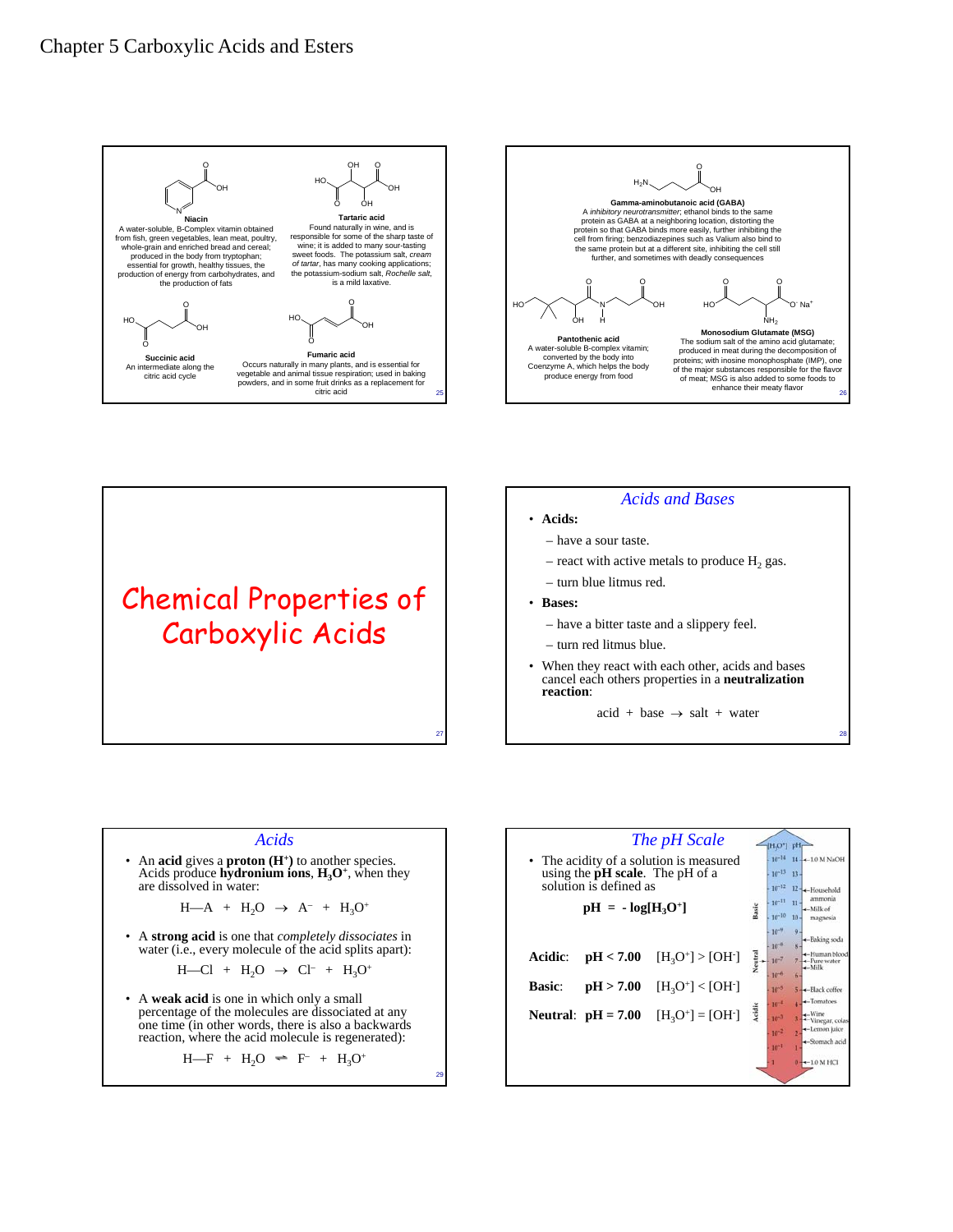# Chapter 5 Carboxylic Acids and Esters

**Niacin**
A water-soluble, B-Complex vitamin obtained from fish, green vegetables, lean meat, poultry, whole-grain and enriched bread and cereal; produced in the body from tryptophan; essential for growth, healthy tissues, the production of energy from carbohydrates, and the production of fats

**Tartaric acid**
Found naturally in wine, and is responsible for some of the sharp taste of wine; it is added to many sour-tasting sweet foods. The potassium salt, *cream of tartar*, has many cooking applications; the potassium-sodium salt, *Rochelle salt*, is a mild laxative.

**Succinic acid**
An intermediate along the citric acid cycle

**Fumaric acid**
Occurs naturally in many plants, and is essential for vegetable and animal tissue respiration; used in baking powders, and in some fruit drinks as a replacement for citric acid

**Gamma-aminobutanoic acid (GABA)**
A *inhibitory neurotransmitter*; ethanol binds to the same protein as GABA at a neighboring location, distorting the protein so that GABA binds more easily, further inhibiting the cell from firing; benzodiazepines such as Valium also bind to the same protein but at a different site, inhibiting the cell still further, and sometimes with deadly consequences

**Pantothenic acid**
A water-soluble B-complex vitamin; converted by the body into Coenzyme A, which helps the body produce energy from food

**Monosodium Glutamate (MSG)**
The sodium salt of the amino acid glutamate; produced in meat during the decomposition of proteins; with inosine monophosphate (IMP), one of the major substances responsible for the flavor of meat; MSG is also added to some foods to enhance their meaty flavor

# Chemical Properties of Carboxylic Acids

## *Acids and Bases*

- **Acids:**
  - have a sour taste.
  - react with active metals to produce $H_2$ gas.
  - turn blue litmus red.
- **Bases:**
  - have a bitter taste and a slippery feel.
  - turn red litmus blue.
- When they react with each other, acids and bases cancel each others properties in a **neutralization reaction**:

$$\text{acid} + \text{base} \rightarrow \text{salt} + \text{water}$$

## *Acids*

- An **acid** gives a **proton ($H^+$)** to another species. Acids produce **hydronium ions**, **$H_3O^+$**, when they are dissolved in water:

$$H\text{—}A + H_2O \rightarrow A^- + H_3O^+$$

- A **strong acid** is one that *completely dissociates* in water (i.e., every molecule of the acid splits apart):

$$H\text{—}Cl + H_2O \rightarrow Cl^- + H_3O^+$$

- A **weak acid** is one in which only a small percentage of the molecules are dissociated at any one time (in other words, there is also a backwards reaction, where the acid molecule is regenerated):

$$H\text{—}F + H_2O \rightleftharpoons F^- + H_3O^+$$

## *The pH Scale*

- The acidity of a solution is measured using the **pH scale**. The pH of a solution is defined as

$$\mathbf{pH = -\log[H_3O^+]}$$

**Acidic**: **pH < 7.00** $[H_3O^+] > [OH^-]$

**Basic**: **pH > 7.00** $[H_3O^+] < [OH^-]$

**Neutral**: **pH = 7.00** $[H_3O^+] = [OH^-]$

| $[H_3O^+]$ | pH | |
|---|---|---|
| $10^{-14}$ | 14 | 1.0 M NaOH |
| $10^{-13}$ | 13 | |
| $10^{-12}$ | 12 | Household ammonia |
| $10^{-11}$ | 11 | Milk of magnesia |
| $10^{-10}$ | 10 | |
| $10^{-9}$ | 9 | Baking soda |
| $10^{-8}$ | 8 | Human blood |
| $10^{-7}$ | 7 | Pure water, Milk |
| $10^{-6}$ | 6 | |
| $10^{-5}$ | 5 | Black coffee |
| $10^{-4}$ | 4 | Tomatoes |
| $10^{-3}$ | 3 | Wine, Vinegar, colas |
| $10^{-2}$ | 2 | Lemon juice, Stomach acid |
| $10^{-1}$ | 1 | |
| 1 | 0 | 1.0 M HCl |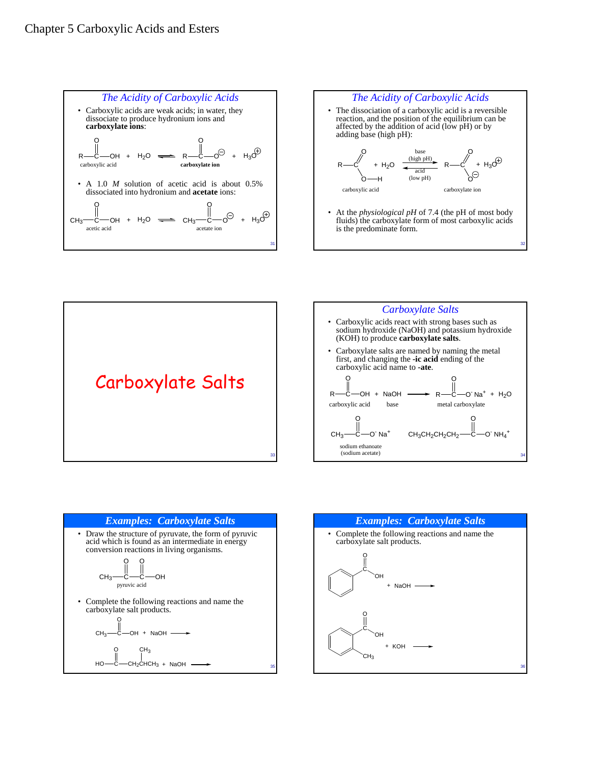# Chapter 5 Carboxylic Acids and Esters

## The Acidity of Carboxylic Acids

- Carboxylic acids are weak acids; in water, they dissociate to produce hydronium ions and **carboxylate ions**:

$$R{-}\overset{O}{\overset{\|}{C}}{-}OH + H_2O \rightleftharpoons R{-}\overset{O}{\overset{\|}{C}}{-}O^{\ominus} + H_3O^{\oplus}$$

carboxylic acid — **carboxylate ion**

- A 1.0 *M* solution of acetic acid is about 0.5% dissociated into hydronium and **acetate** ions:

$$CH_3{-}\overset{O}{\overset{\|}{C}}{-}OH + H_2O \rightleftharpoons CH_3{-}\overset{O}{\overset{\|}{C}}{-}O^{\ominus} + H_3O^{\oplus}$$

acetic acid — acetate ion

## The Acidity of Carboxylic Acids

- The dissociation of a carboxylic acid is a reversible reaction, and the position of the equilibrium can be affected by the addition of acid (low pH) or by adding base (high pH):

$$R{-}C(=O){-}O{-}H + H_2O \underset{\text{acid (low pH)}}{\overset{\text{base (high pH)}}{\rightleftharpoons}} R{-}C(=O){-}O^{\ominus} + H_3O^{\oplus}$$

carboxylic acid — carboxylate ion

- At the *physiological pH* of 7.4 (the pH of most body fluids) the carboxylate form of most carboxylic acids is the predominate form.

# Carboxylate Salts

## Carboxylate Salts

- Carboxylic acids react with strong bases such as sodium hydroxide (NaOH) and potassium hydroxide (KOH) to produce **carboxylate salts**.
- Carboxylate salts are named by naming the metal first, and changing the **-ic acid** ending of the carboxylic acid name to **-ate**.

$$R{-}\overset{O}{\overset{\|}{C}}{-}OH + NaOH \longrightarrow R{-}\overset{O}{\overset{\|}{C}}{-}O^- Na^+ + H_2O$$

carboxylic acid — base — metal carboxylate

$$CH_3{-}\overset{O}{\overset{\|}{C}}{-}O^- Na^+$$

sodium ethanoate (sodium acetate)

$$CH_3CH_2CH_2CH_2{-}\overset{O}{\overset{\|}{C}}{-}O^- NH_4^+$$

## Examples: Carboxylate Salts

- Draw the structure of pyruvate, the form of pyruvic acid which is found as an intermediate in energy conversion reactions in living organisms.

$$CH_3{-}\overset{O}{\overset{\|}{C}}{-}\overset{O}{\overset{\|}{C}}{-}OH$$

pyruvic acid

- Complete the following reactions and name the carboxylate salt products.

$$CH_3{-}\overset{O}{\overset{\|}{C}}{-}OH + NaOH \longrightarrow$$

$$HO{-}\overset{O}{\overset{\|}{C}}{-}CH_2\overset{CH_3}{\overset{|}{C}H}CH_3 + NaOH \longrightarrow$$

## Examples: Carboxylate Salts

- Complete the following reactions and name the carboxylate salt products.

$$C_6H_5{-}\overset{O}{\overset{\|}{C}}{-}OH + NaOH \longrightarrow$$

$$(2\text{-}CH_3C_6H_4){-}\overset{O}{\overset{\|}{C}}{-}OH + KOH \longrightarrow$$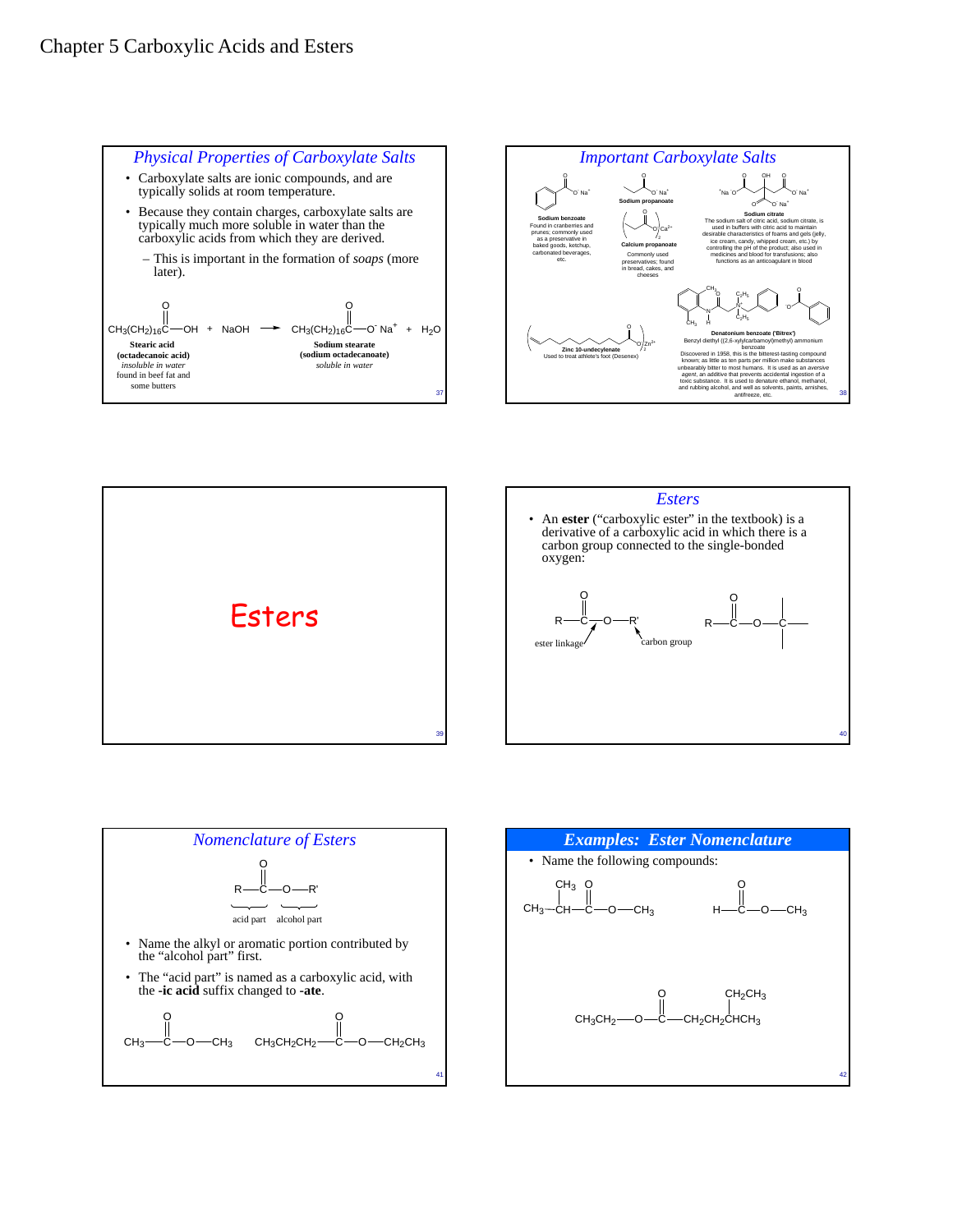# Chapter 5 Carboxylic Acids and Esters

## Physical Properties of Carboxylate Salts

- Carboxylate salts are ionic compounds, and are typically solids at room temperature.
- Because they contain charges, carboxylate salts are typically much more soluble in water than the carboxylic acids from which they are derived.
  - This is important in the formation of *soaps* (more later).

$$CH_3(CH_2)_{16}C(=O)-OH + NaOH \longrightarrow CH_3(CH_2)_{16}C(=O)-O^- Na^+ + H_2O$$

**Stearic acid (octadecanoic acid)**
*insoluble in water*
found in beef fat and some butters

**Sodium stearate (sodium octadecanoate)**
*soluble in water*

## Important Carboxylate Salts

**Sodium benzoate**
Found in cranberries and prunes; commonly used as a preservative in baked goods, ketchup, carbonated beverages, etc.

**Sodium propanoate**

**Calcium propanoate**
Commonly used preservatives; found in bread, cakes, and cheeses

**Sodium citrate**
The sodium salt of citric acid, sodium citrate, is used in buffers with citric acid to maintain desirable characteristics of foams and gels (jelly, ice cream, candy, whipped cream, etc.) by controlling the pH of the product; also used in medicines and blood for transfusions; also functions as an anticoagulant in blood

**Zinc 10-undecylenate**
Used to treat athlete's foot (Desenex)

**Denatonium benzoate ('Bitrex')**
Benzyl diethyl [(2,6-xylylcarbamoyl)methyl] ammonium benzoate
Discovered in 1958, this is the bitterest-tasting compound known; as little as ten parts per million make substances unbearably bitter to most humans. It is used as an *aversive agent*, an additive that prevents accidental ingestion of a toxic substance. It is used to denature ethanol, methanol, and rubbing alcohol, and well as solvents, paints, varnishes, antifreeze, etc.

# Esters

## Esters

- An **ester** ("carboxylic ester" in the textbook) is a derivative of a carboxylic acid in which there is a carbon group connected to the single-bonded oxygen:

$$R-C(=O)-O-R'$$

ester linkage; carbon group

## Nomenclature of Esters

$$R-C(=O)-O-R'$$

acid part; alcohol part

- Name the alkyl or aromatic portion contributed by the "alcohol part" first.
- The "acid part" is named as a carboxylic acid, with the **-ic acid** suffix changed to **-ate**.

$$CH_3-C(=O)-O-CH_3 \qquad CH_3CH_2CH_2-C(=O)-O-CH_2CH_3$$

## Examples: Ester Nomenclature

- Name the following compounds:

$$CH_3-CH(CH_3)-C(=O)-O-CH_3$$

$$H-C(=O)-O-CH_3$$

$$CH_3CH_2-O-C(=O)-CH_2CH_2CH(CH_2CH_3)CH_3$$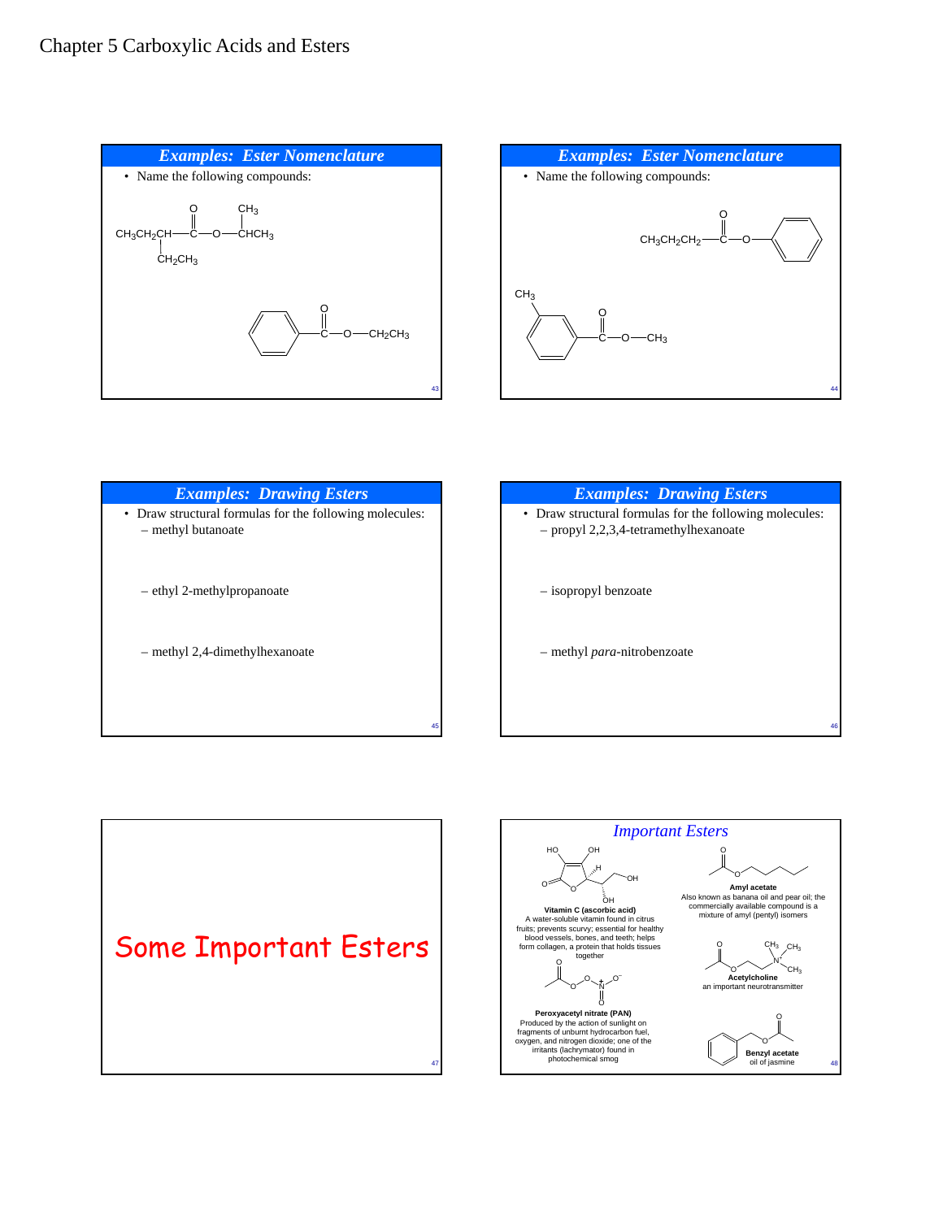## Examples: Ester Nomenclature

- Name the following compounds:

$CH_3CH_2CH(CH_2CH_3)–C(=O)–O–CH(CH_3)CH_3$

$C_6H_5–C(=O)–O–CH_2CH_3$

## Examples: Ester Nomenclature

- Name the following compounds:

$CH_3CH_2CH_2–C(=O)–O–C_6H_5$

$CH_3$ (meta) $C_6H_4–C(=O)–O–CH_3$

## Examples: Drawing Esters

- Draw structural formulas for the following molecules:
  - methyl butanoate
  - ethyl 2-methylpropanoate
  - methyl 2,4-dimethylhexanoate

## Examples: Drawing Esters

- Draw structural formulas for the following molecules:
  - propyl 2,2,3,4-tetramethylhexanoate
  - isopropyl benzoate
  - methyl *para*-nitrobenzoate

# Some Important Esters

## Important Esters

**Vitamin C (ascorbic acid)**
A water-soluble vitamin found in citrus fruits; prevents scurvy; essential for healthy blood vessels, bones, and teeth; helps form collagen, a protein that holds tissues together

**Amyl acetate**
Also known as banana oil and pear oil; the commercially available compound is a mixture of amyl (pentyl) isomers

**Acetylcholine**
an important neurotransmitter

**Peroxyacetyl nitrate (PAN)**
Produced by the action of sunlight on fragments of unburnt hydrocarbon fuel, oxygen, and nitrogen dioxide; one of the irritants (lachrymator) found in photochemical smog

**Benzyl acetate**
oil of jasmine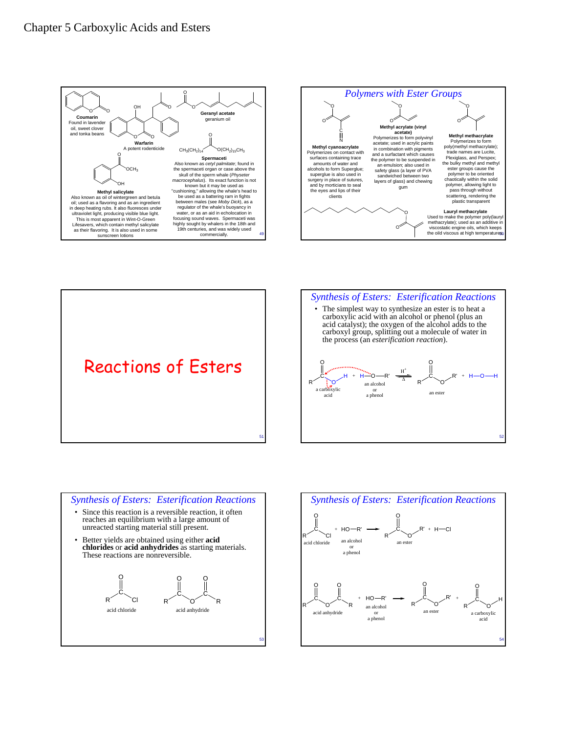# Chapter 5 Carboxylic Acids and Esters

**Coumarin**
Found in lavender oil, sweet clover and tonka beans

**Warfarin**
A potent rodenticide

**Geranyl acetate**
geranium oil

**Methyl salicylate**
Also known as oil of wintergreen and betula oil; used as a flavoring and as an ingredient in deep heating rubs. It also fluoresces under ultraviolet light, producing visible blue light. This is most apparent in Wint-O-Green Lifesavers, which contain methyl salicylate as their flavoring. It is also used in some sunscreen lotions

$CH_3(CH_2)_{14}$–C(=O)–$O(CH_2)_{15}CH_3$

**Spermaceti**
Also known as *cetyl palmitate*; found in the spermaceti organ or case above the skull of the sperm whale (*Physeter macrocephalus*). Its exact function is not known but it may be used as "cushioning," allowing the whale's head to be used as a battering ram in fights between males (see *Moby Dick*), as a regulator of the whale's buoyancy in water, or as an aid in echolocation in focusing sound waves. Spermaceti was highly sought by whalers in the 18th and 19th centuries, and was widely used commercially.

## Polymers with Ester Groups

**Methyl cyanoacrylate**
Polymerizes on contact with surfaces containing trace amounts of water and alcohols to form Superglue; superglue is also used in surgery in place of sutures, and by morticians to seal the eyes and lips of their clients

**Methyl acrylate (vinyl acetate)**
Polymerizes to form polyvinyl acetate; used in acrylic paints in combination with pigments and a surfactant which causes the polymer to be suspended in an emulsion; also used in safety glass (a layer of PVA sandwiched between two layers of glass) and chewing gum

**Methyl methacrylate**
Polymerizes to form poly(methyl methacrylate); trade names are Lucite, Plexiglass, and Perspex; the bulky methyl and methyl ester groups cause the polymer to be oriented chaotically within the solid polymer, allowing light to pass through without scattering, rendering the plastic transparent

**Lauryl methacrylate**
Used to make the polymer poly(lauryl methacrylate); used as an additive in viscostatic engine oils, which keeps the oild viscous at high temperatures

# Reactions of Esters

## Synthesis of Esters: Esterification Reactions

- The simplest way to synthesize an ester is to heat a carboxylic acid with an alcohol or phenol (plus an acid catalyst); the oxygen of the alcohol adds to the carboxyl group, splitting out a molecule of water in the process (an *esterification reaction*).

$$R\text{–}C(=O)\text{–}O\text{–}H + H\text{–}O\text{–}R' \underset{\Delta}{\overset{H^+}{\rightleftharpoons}} R\text{–}C(=O)\text{–}O\text{–}R' + H\text{–}O\text{–}H$$

a carboxylic acid + an alcohol or a phenol ⇌ an ester + water

## Synthesis of Esters: Esterification Reactions

- Since this reaction is a reversible reaction, it often reaches an equilibrium with a large amount of unreacted starting material still present.
- Better yields are obtained using either **acid chlorides** or **acid anhydrides** as starting materials. These reactions are nonreversible.

R–C(=O)–Cl: acid chloride

R–C(=O)–O–C(=O)–R: acid anhydride

## Synthesis of Esters: Esterification Reactions

$$R\text{–}C(=O)\text{–}Cl + HO\text{–}R' \rightarrow R\text{–}C(=O)\text{–}O\text{–}R' + H\text{–}Cl$$

acid chloride + an alcohol or a phenol → an ester + HCl

$$R\text{–}C(=O)\text{–}O\text{–}C(=O)\text{–}R + HO\text{–}R' \rightarrow R\text{–}C(=O)\text{–}O\text{–}R' + R\text{–}C(=O)\text{–}O\text{–}H$$

acid anhydride + an alcohol or a phenol → an ester + a carboxylic acid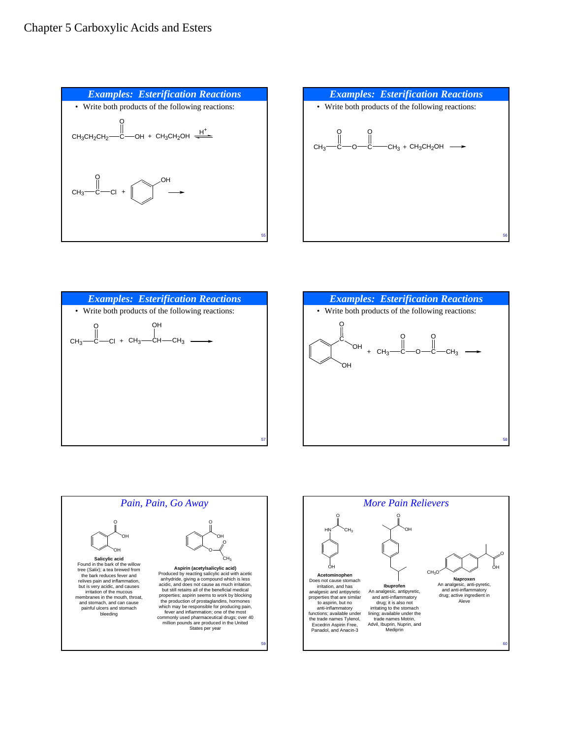# Chapter 5 Carboxylic Acids and Esters

## Examples: Esterification Reactions

- Write both products of the following reactions:

$$CH_3CH_2CH_2-\overset{O}{\overset{\|}{C}}-OH + CH_3CH_2OH \xrightleftharpoons{H^+}$$

$$CH_3-\overset{O}{\overset{\|}{C}}-Cl + \text{phenol (C}_6H_5OH) \longrightarrow$$

## Examples: Esterification Reactions

- Write both products of the following reactions:

$$CH_3-\overset{O}{\overset{\|}{C}}-O-\overset{O}{\overset{\|}{C}}-CH_3 + CH_3CH_2OH \longrightarrow$$

## Examples: Esterification Reactions

- Write both products of the following reactions:

$$CH_3-\overset{O}{\overset{\|}{C}}-Cl + CH_3-\overset{OH}{\overset{|}{CH}}-CH_3 \longrightarrow$$

## Examples: Esterification Reactions

- Write both products of the following reactions:

$$\text{salicylic acid} + CH_3-\overset{O}{\overset{\|}{C}}-O-\overset{O}{\overset{\|}{C}}-CH_3 \longrightarrow$$

## *Pain, Pain, Go Away*

**Salicylic acid**
Found in the bark of the willow tree (*Salix*); a tea brewed from the bark reduces fever and relives pain and inflammation, but is very acidic, and causes irritation of the mucous membranes in the mouth, throat, and stomach, and can cause painful ulcers and stomach bleeding

**Aspirin (acetylsalicylic acid)**
Produced by reacting salicylic acid with acetic anhydride, giving a compound which is less acidic, and does not cause as much irritation, but still retains all of the beneficial medical properties; aspirin seems to work by blocking the production of prostaglandins, hormones which may be responsible for producing pain, fever and inflammation; one of the most commonly used pharmaceutical drugs; over 40 million pounds are produced in the United States per year

## *More Pain Relievers*

**Acetominophen**
Does not cause stomach irritation, and has analgesic and antipyretic properties that are similar to aspirin, but no anti-inflammatory functions; available under the trade names Tylenol, Excedrin Aspirin Free, Panadol, and Anacin-3

**Ibuprofen**
An analgesic, antipyretic, and anti-inflammatory drug; it is also not irritating to the stomach lining; available under the trade names Motrin, Advil, Ibuprin, Nuprin, and Mediprin

**Naproxen**
An analgesic, anti-pyretic, and anti-inflammatory drug; active ingredient in Aleve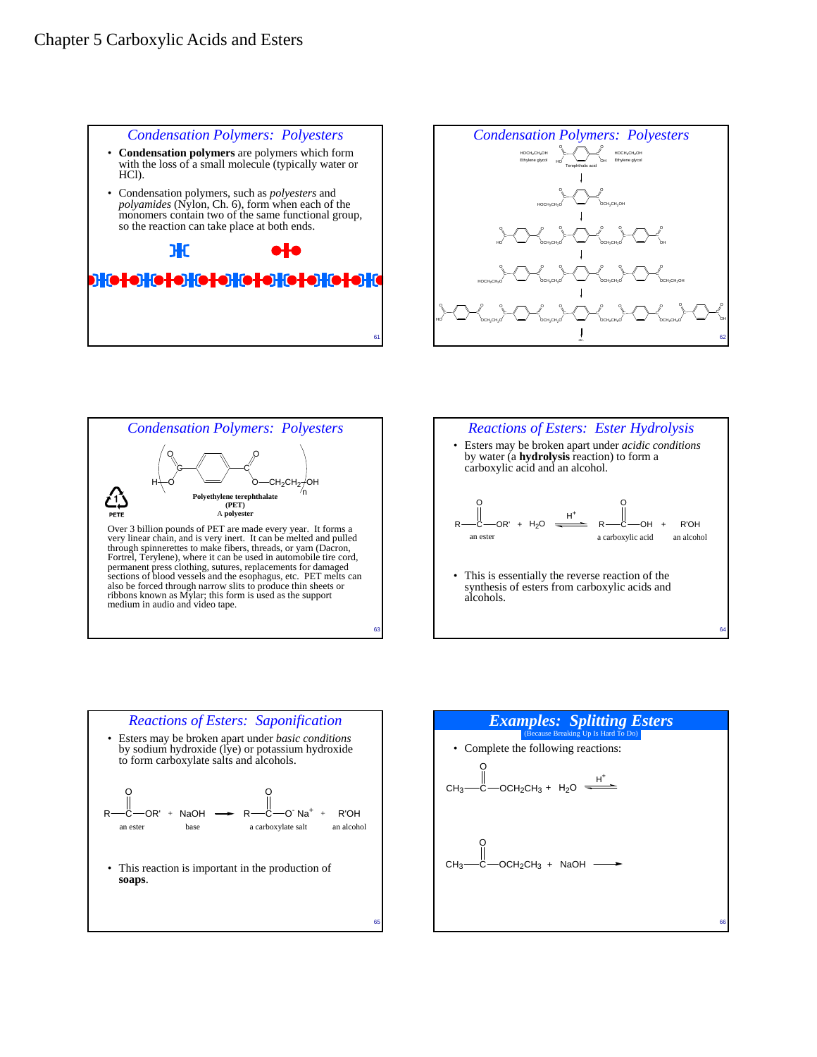# Chapter 5 Carboxylic Acids and Esters

## Condensation Polymers: Polyesters

- **Condensation polymers** are polymers which form with the loss of a small molecule (typically water or HCl).
- Condensation polymers, such as *polyesters* and *polyamides* (Nylon, Ch. 6), form when each of the monomers contain two of the same functional group, so the reaction can take place at both ends.

## Condensation Polymers: Polyesters

$HOCH_2CH_2OH$ (Ethylene glycol) + Terephthalic acid + $HOCH_2CH_2OH$ (Ethylene glycol)

↓

↓

↓

↓

## Condensation Polymers: Polyesters

$$H\!-\!\left[O\!-\!\overset{O}{\overset{\|}{C}}\!-\!C_6H_4\!-\!\overset{O}{\overset{\|}{C}}\!-\!O\!-\!CH_2CH_2\right]_n\!-\!OH$$

**Polyethylene terephthalate (PET)**
A **polyester**

PETE (1)

Over 3 billion pounds of PET are made every year. It forms a very linear chain, and is very inert. It can be melted and pulled through spinnerettes to make fibers, threads, or yarn (Dacron, Fortrel, Terylene), where it can be used in automobile tire cord, permanent press clothing, sutures, replacements for damaged sections of blood vessels and the esophagus, etc. PET melts can also be forced through narrow slits to produce thin sheets or ribbons known as Mylar; this form is used as the support medium in audio and video tape.

## Reactions of Esters: Ester Hydrolysis

- Esters may be broken apart under *acidic conditions* by water (a **hydrolysis** reaction) to form a carboxylic acid and an alcohol.

$$\underset{\text{an ester}}{R\!-\!\overset{O}{\overset{\|}{C}}\!-\!OR'} + H_2O \overset{H^+}{\rightleftharpoons} \underset{\text{a carboxylic acid}}{R\!-\!\overset{O}{\overset{\|}{C}}\!-\!OH} + \underset{\text{an alcohol}}{R'OH}$$

- This is essentially the reverse reaction of the synthesis of esters from carboxylic acids and alcohols.

## Reactions of Esters: Saponification

- Esters may be broken apart under *basic conditions* by sodium hydroxide (lye) or potassium hydroxide to form carboxylate salts and alcohols.

$$\underset{\text{an ester}}{R\!-\!\overset{O}{\overset{\|}{C}}\!-\!OR'} + \underset{\text{base}}{NaOH} \longrightarrow \underset{\text{a carboxylate salt}}{R\!-\!\overset{O}{\overset{\|}{C}}\!-\!O^-\,Na^+} + \underset{\text{an alcohol}}{R'OH}$$

- This reaction is important in the production of **soaps**.

## *Examples: Splitting Esters*

(Because Breaking Up Is Hard To Do)

- Complete the following reactions:

$$CH_3\!-\!\overset{O}{\overset{\|}{C}}\!-\!OCH_2CH_3 + H_2O \overset{H^+}{\rightleftharpoons}$$

$$CH_3\!-\!\overset{O}{\overset{\|}{C}}\!-\!OCH_2CH_3 + NaOH \longrightarrow$$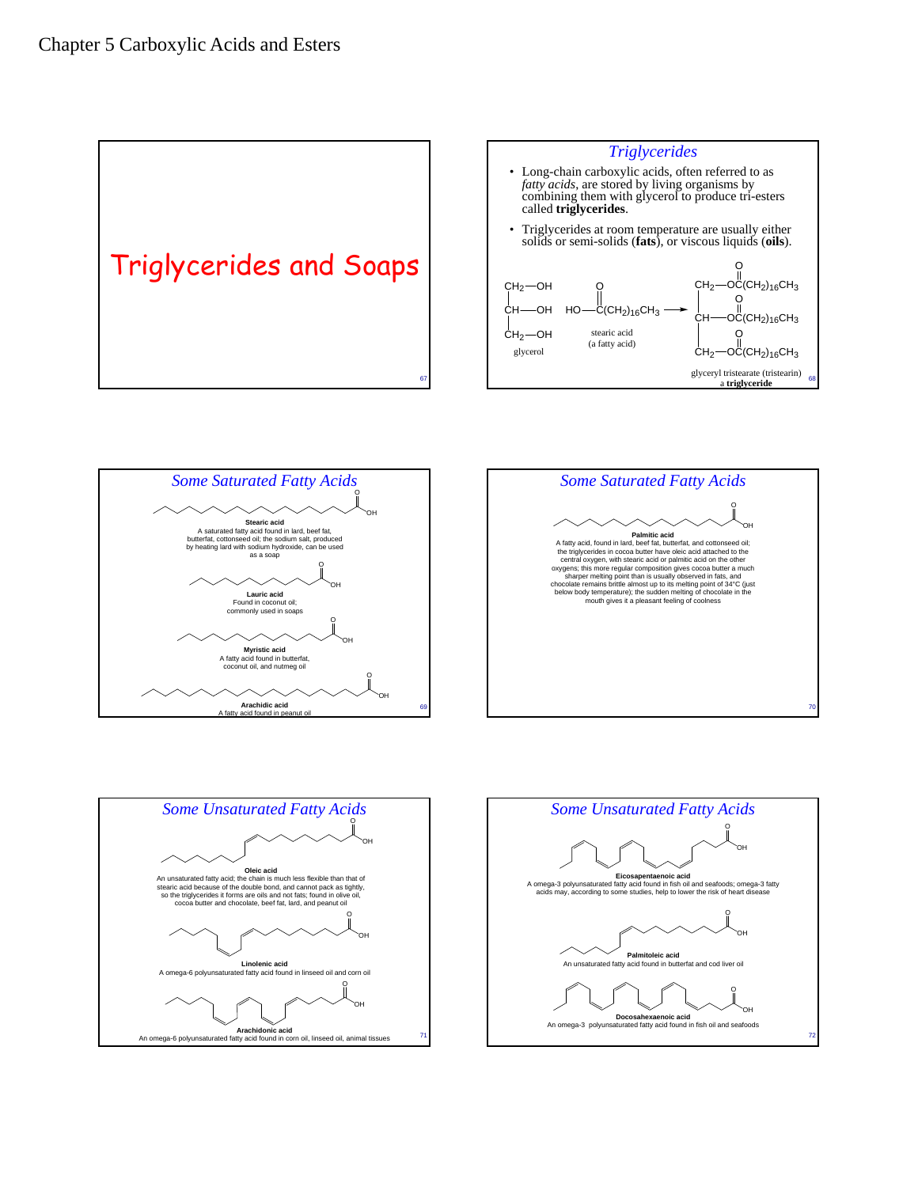# Triglycerides and Soaps

## Triglycerides

- Long-chain carboxylic acids, often referred to as *fatty acids*, are stored by living organisms by combining them with glycerol to produce tri-esters called **triglycerides**.
- Triglycerides at room temperature are usually either solids or semi-solids (**fats**), or viscous liquids (**oils**).

$$\underset{\text{glycerol}}{\begin{matrix} CH_2\text{—}OH \\ CH\text{—}OH \\ CH_2\text{—}OH \end{matrix}} \quad \underset{\substack{\text{stearic acid} \\ \text{(a fatty acid)}}}{HO\text{—}\overset{O}{\overset{\|}{C}}(CH_2)_{16}CH_3} \longrightarrow \begin{matrix} CH_2\text{—}O\overset{O}{\overset{\|}{C}}(CH_2)_{16}CH_3 \\ CH\text{—}O\overset{O}{\overset{\|}{C}}(CH_2)_{16}CH_3 \\ CH_2\text{—}O\overset{O}{\overset{\|}{C}}(CH_2)_{16}CH_3 \end{matrix}$$

glyceryl tristearate (tristearin)
a **triglyceride**

## Some Saturated Fatty Acids

**Stearic acid**
A saturated fatty acid found in lard, beef fat, butterfat, cottonseed oil; the sodium salt, produced by heating lard with sodium hydroxide, can be used as a soap

**Lauric acid**
Found in coconut oil; commonly used in soaps

**Myristic acid**
A fatty acid found in butterfat, coconut oil, and nutmeg oil

**Arachidic acid**
A fatty acid found in peanut oil

## Some Saturated Fatty Acids

**Palmitic acid**
A fatty acid, found in lard, beef fat, butterfat, and cottonseed oil; the triglycerides in cocoa butter have oleic acid attached to the central oxygen, with stearic acid or palmitic acid on the other oxygens; this more regular composition gives cocoa butter a much sharper melting point than is usually observed in fats, and chocolate remains brittle almost up to its melting point of 34°C (just below body temperature); the sudden melting of chocolate in the mouth gives it a pleasant feeling of coolness

## Some Unsaturated Fatty Acids

**Oleic acid**
An unsaturated fatty acid; the chain is much less flexible than that of stearic acid because of the double bond, and cannot pack as tightly, so the triglycerides it forms are oils and not fats; found in olive oil, cocoa butter and chocolate, beef fat, lard, and peanut oil

**Linolenic acid**
A omega-6 polyunsaturated fatty acid found in linseed oil and corn oil

**Arachidonic acid**
An omega-6 polyunsaturated fatty acid found in corn oil, linseed oil, animal tissues

## Some Unsaturated Fatty Acids

**Eicosapentaenoic acid**
A omega-3 polyunsaturated fatty acid found in fish oil and seafoods; omega-3 fatty acids may, according to some studies, help to lower the risk of heart disease

**Palmitoleic acid**
An unsaturated fatty acid found in butterfat and cod liver oil

**Docosahexaenoic acid**
An omega-3 polyunsaturated fatty acid found in fish oil and seafoods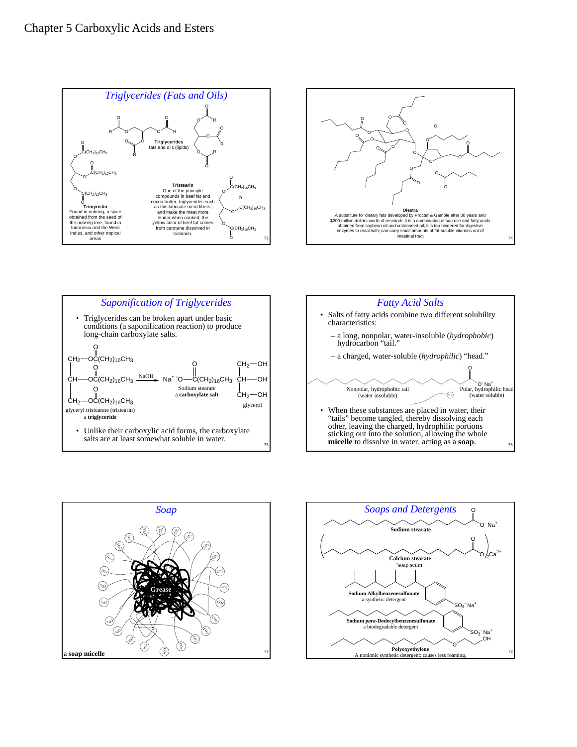# Chapter 5 Carboxylic Acids and Esters

## Triglycerides (Fats and Oils)

**Triglycerides**
fats and oils (lipids)

$C(CH_2)_{12}CH_3$

**Trimyristin**
Found in nutmeg, a spice obtained from the seed of the nutmeg tree, found in Indonesia and the West Indies, and other tropical areas

$C(CH_2)_{16}CH_3$

**Tristearin**
One of the principle compounds in beef fat and cocoa butter; triglycerides such as this lubricate meat fibers, and make the meat more tender when cooked; the yellow color of beef fat comes from carotene dissolved in tristearin.

---

**Olestra**
A substitute for dietary fats developed by Procter & Gamble after 30 years and \$200 million dollars worth of research; it is a combination of sucrose and fatty acids obtained from soybean oil and cottonseed oil; it is too hindered for digestive enzymes to react with; can carry small amounts of fat-soluble vitamins out of intestinal tract

---

## Saponification of Triglycerides

- Triglycerides can be broken apart under basic conditions (a saponification reaction) to produce long-chain carboxylate salts.

$$\text{glyceryl tristearate (tristearin)} \xrightarrow{NaOH} Na^+\,^-O\!-\!C(=O)(CH_2)_{16}CH_3 + \text{glycerol}$$

glyceryl tristearate (tristearin), a **triglyceride** — $CH_2\!-\!OC(O)(CH_2)_{16}CH_3$, $CH\!-\!OC(O)(CH_2)_{16}CH_3$, $CH_2\!-\!OC(O)(CH_2)_{16}CH_3$

Sodium stearate, a **carboxylate salt**

glycerol — $CH_2\!-\!OH$, $CH\!-\!OH$, $CH_2\!-\!OH$

- Unlike their carboxylic acid forms, the carboxylate salts are at least somewhat soluble in water.

---

## Fatty Acid Salts

- Salts of fatty acids combine two different solubility characteristics:
  - a long, nonpolar, water-insoluble (*hydrophobic*) hydrocarbon "tail."
  - a charged, water-soluble (*hydrophilic*) "head."

Nonpolar, hydrophobic tail (water insoluble) — Polar, hydrophilic head (water soluble) $O^-\,Na^+$

- When these substances are placed in water, their "tails" become tangled, thereby dissolving each other, leaving the charged, hydrophilic portions sticking out into the solution, allowing the whole **micelle** to dissolve in water, acting as a **soap**.

---

## Soap

Grease

a **soap micelle**

---

## Soaps and Detergents

$O^-\,Na^+$
**Sodium stearate**

$O^-)_2\,Ca^{2+}$
**Calcium stearate**
"soap scum"

$SO_3^-\,Na^+$
**Sodium Alkylbenzenesulfonate**
a synthetic detergent

$SO_3^-\,Na^+$
**Sodium *para*-Dodecylbenzenesulfonate**
a biodegradable detergent

OH
**Polyoxyethylene**
A nonionic synthetic detergent; causes less foaming.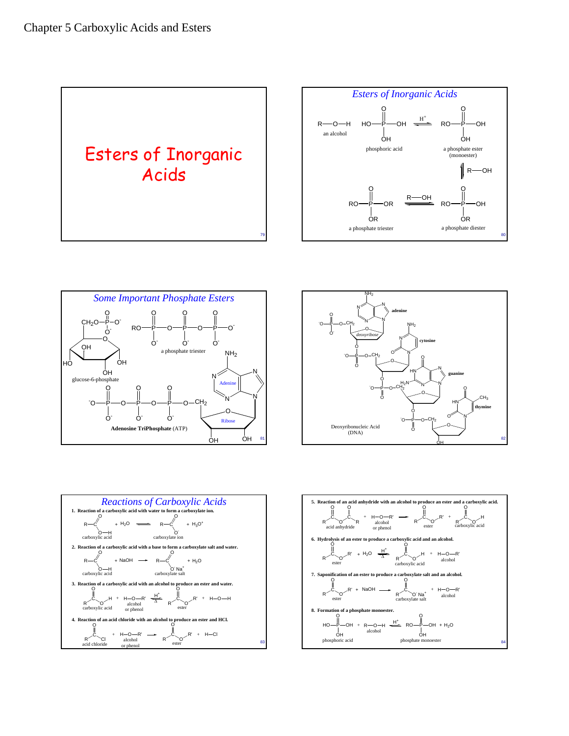Chapter 5 Carboxylic Acids and Esters

# Esters of Inorganic Acids

## Esters of Inorganic Acids

R—O—H (an alcohol) + HO—P(=O)(OH)—OH (phosphoric acid) ⇌ ($H^+$) RO—P(=O)(OH)—OH (a phosphate ester (monoester))

a phosphate ester (monoester) + R—OH ⇌ RO—P(=O)(OR)—OH (a phosphate diester)

a phosphate diester + R—OH ⇌ RO—P(=O)(OR)—OR (a phosphate triester)

## Some Important Phosphate Esters

glucose-6-phosphate

a phosphate triester

Adenine

Ribose

**Adenosine TriPhosphate** (ATP)

adenine

deoxyribose

cytosine

guanine

thymine

Deoxyribonucleic Acid (DNA)

## Reactions of Carboxylic Acids

**1. Reaction of a carboxylic acid with water to form a carboxylate ion.**

carboxylic acid + $H_2O$ ⇌ carboxylate ion + $H_3O^+$

**2. Reaction of a carboxylic acid with a base to form a carboxylate salt and water.**

carboxylic acid + NaOH → carboxylate salt + $H_2O$

**3. Reaction of a carboxylic acid with an alcohol to produce an ester and water.**

carboxylic acid + H—O—R' (alcohol or phenol) ⇌ ($H^+$, Δ) ester + H—O—H

**4. Reaction of an acid chloride with an alcohol to produce an ester and HCl.**

acid chloride + H—O—R' (alcohol or phenol) → ester + H—Cl

**5. Reaction of an acid anhydride with an alcohol to produce an ester and a carboxylic acid.**

acid anhydride + H—O—R' (alcohol or phenol) → ester + carboxylic acid

**6. Hydrolysis of an ester to produce a carboxylic acid and an alcohol.**

ester + $H_2O$ ⇌ ($H^+$, Δ) carboxylic acid + H—O—R' (alcohol)

**7. Saponification of an ester to produce a carboxylate salt and an alcohol.**

ester + NaOH → carboxylate salt + H—O—R' (alcohol)

**8. Formation of a phosphate monoester.**

phosphoric acid + R—O—H (alcohol) ⇌ ($H^+$) phosphate monoester + $H_2O$